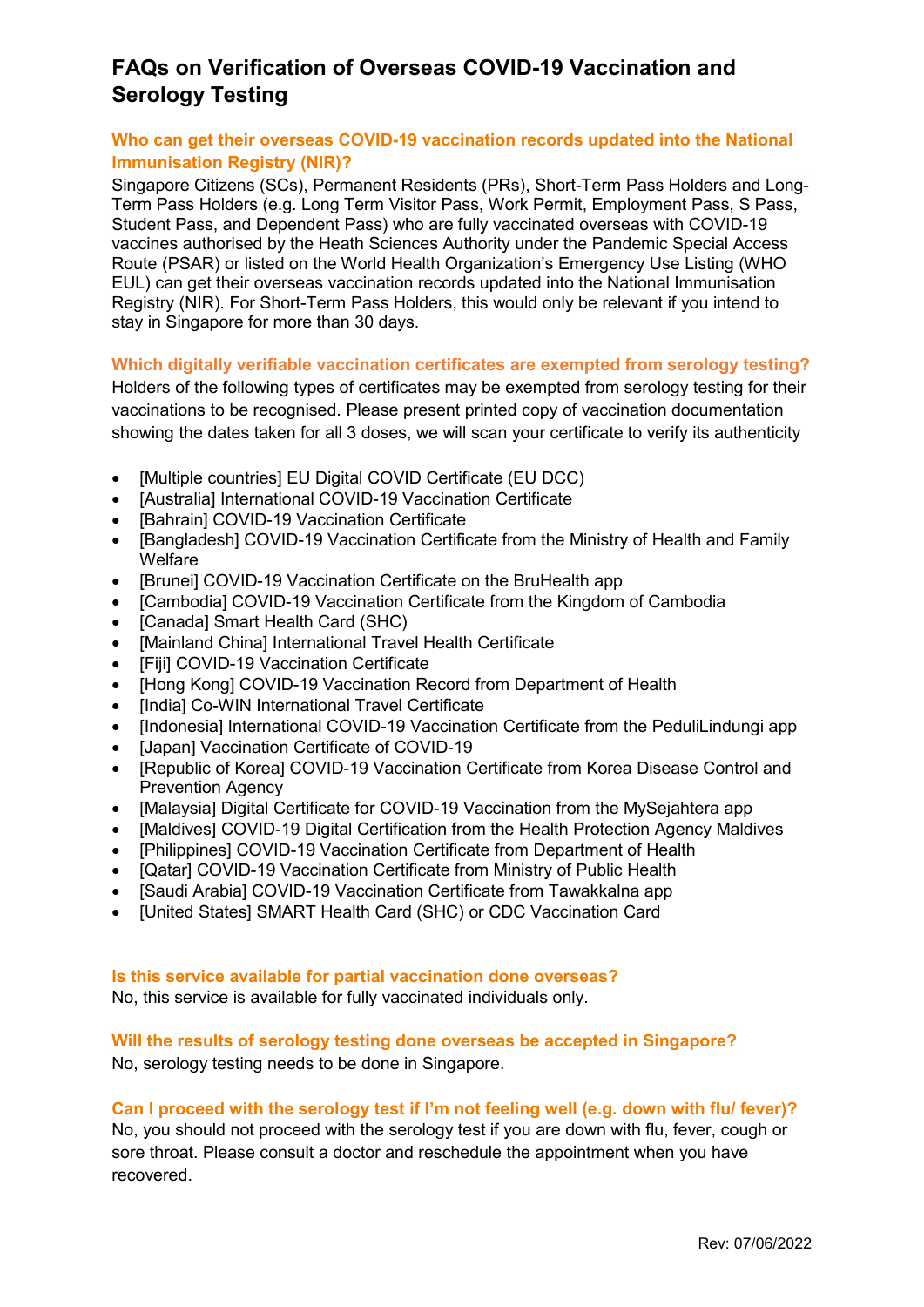# FAQs on Verification of Overseas COVID-19 Vaccination and Serology Testing

### Who can get their overseas COVID-19 vaccination records updated into the National Immunisation Registry (NIR)?

Singapore Citizens (SCs), Permanent Residents (PRs), Short-Term Pass Holders and Long-Term Pass Holders (e.g. Long Term Visitor Pass, Work Permit, Employment Pass, S Pass, Student Pass, and Dependent Pass) who are fully vaccinated overseas with COVID-19 vaccines authorised by the Heath Sciences Authority under the Pandemic Special Access Route (PSAR) or listed on the World Health Organization's Emergency Use Listing (WHO EUL) can get their overseas vaccination records updated into the National Immunisation Registry (NIR). For Short-Term Pass Holders, this would only be relevant if you intend to stay in Singapore for more than 30 days.

### Which digitally verifiable vaccination certificates are exempted from serology testing?

Holders of the following types of certificates may be exempted from serology testing for their vaccinations to be recognised. Please present printed copy of vaccination documentation showing the dates taken for all 3 doses, we will scan your certificate to verify its authenticity

- [Multiple countries] EU Digital COVID Certificate (EU DCC)
- [Australia] International COVID-19 Vaccination Certificate
- [Bahrain] COVID-19 Vaccination Certificate
- [Bangladesh] COVID-19 Vaccination Certificate from the Ministry of Health and Family Welfare
- [Brunei] COVID-19 Vaccination Certificate on the BruHealth app
- [Cambodia] COVID-19 Vaccination Certificate from the Kingdom of Cambodia
- [Canada] Smart Health Card (SHC)
- [Mainland China] International Travel Health Certificate
- [Fiji] COVID-19 Vaccination Certificate
- [Hong Kong] COVID-19 Vaccination Record from Department of Health
- [India] Co-WIN International Travel Certificate
- [Indonesia] International COVID-19 Vaccination Certificate from the PeduliLindungi app
- [Japan] Vaccination Certificate of COVID-19
- [Republic of Korea] COVID-19 Vaccination Certificate from Korea Disease Control and Prevention Agency
- [Malaysia] Digital Certificate for COVID-19 Vaccination from the MySejahtera app
- [Maldives] COVID-19 Digital Certification from the Health Protection Agency Maldives
- [Philippines] COVID-19 Vaccination Certificate from Department of Health
- [Qatar] COVID-19 Vaccination Certificate from Ministry of Public Health
- [Saudi Arabia] COVID-19 Vaccination Certificate from Tawakkalna app
- [United States] SMART Health Card (SHC) or CDC Vaccination Card

### Is this service available for partial vaccination done overseas?

No, this service is available for fully vaccinated individuals only.

### Will the results of serology testing done overseas be accepted in Singapore?

No, serology testing needs to be done in Singapore.

### Can I proceed with the serology test if I'm not feeling well (e.g. down with flu/ fever)?

No, you should not proceed with the serology test if you are down with flu, fever, cough or sore throat. Please consult a doctor and reschedule the appointment when you have recovered.

Rev: 07/06/2022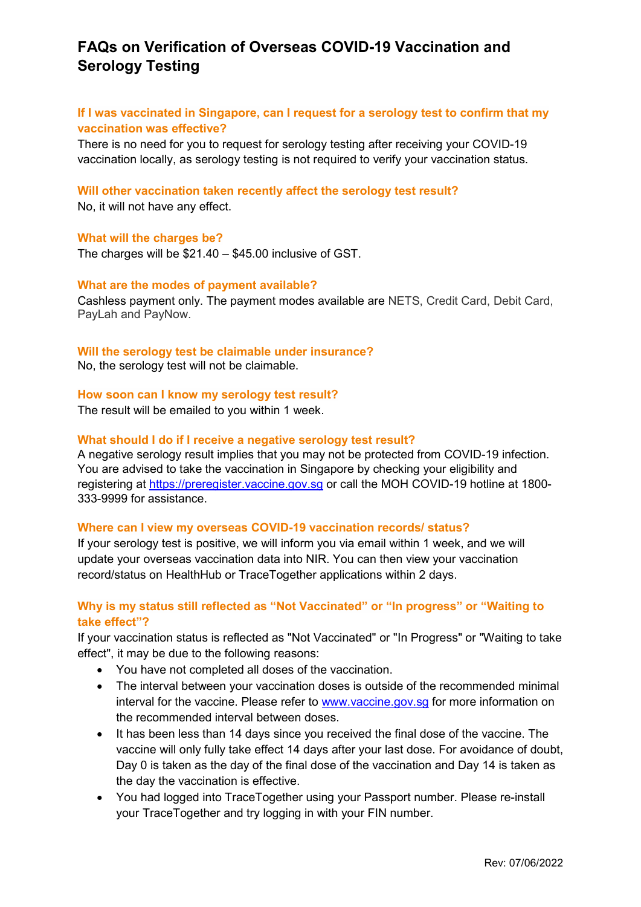# FAQs on Verification of Overseas COVID-19 Vaccination and Serology Testing

### If I was vaccinated in Singapore, can I request for a serology test to confirm that my vaccination was effective?

There is no need for you to request for serology testing after receiving your COVID-19 vaccination locally, as serology testing is not required to verify your vaccination status.

### Will other vaccination taken recently affect the serology test result?

No, it will not have any effect.

### What will the charges be?

The charges will be $21.40 – $45.00 inclusive of GST.

### What are the modes of payment available?

Cashless payment only. The payment modes available are NETS, Credit Card, Debit Card, PayLah and PayNow.

### Will the serology test be claimable under insurance?

No, the serology test will not be claimable.

### How soon can I know my serology test result?

The result will be emailed to you within 1 week.

### What should I do if I receive a negative serology test result?

A negative serology result implies that you may not be protected from COVID-19 infection. You are advised to take the vaccination in Singapore by checking your eligibility and registering at [https://preregister.vaccine.gov.sg](https://preregister.vaccine.gov.sg) or call the MOH COVID-19 hotline at 1800-333-9999 for assistance.

### Where can I view my overseas COVID-19 vaccination records/ status?

If your serology test is positive, we will inform you via email within 1 week, and we will update your overseas vaccination data into NIR. You can then view your vaccination record/status on HealthHub or TraceTogether applications within 2 days.

### Why is my status still reflected as "Not Vaccinated" or "In progress" or "Waiting to take effect"?

If your vaccination status is reflected as "Not Vaccinated" or "In Progress" or "Waiting to take effect", it may be due to the following reasons:

- You have not completed all doses of the vaccination.
- The interval between your vaccination doses is outside of the recommended minimal interval for the vaccine. Please refer to [www.vaccine.gov.sg](www.vaccine.gov.sg) for more information on the recommended interval between doses.
- It has been less than 14 days since you received the final dose of the vaccine. The vaccine will only fully take effect 14 days after your last dose. For avoidance of doubt, Day 0 is taken as the day of the final dose of the vaccination and Day 14 is taken as the day the vaccination is effective.
- You had logged into TraceTogether using your Passport number. Please re-install your TraceTogether and try logging in with your FIN number.

Rev: 07/06/2022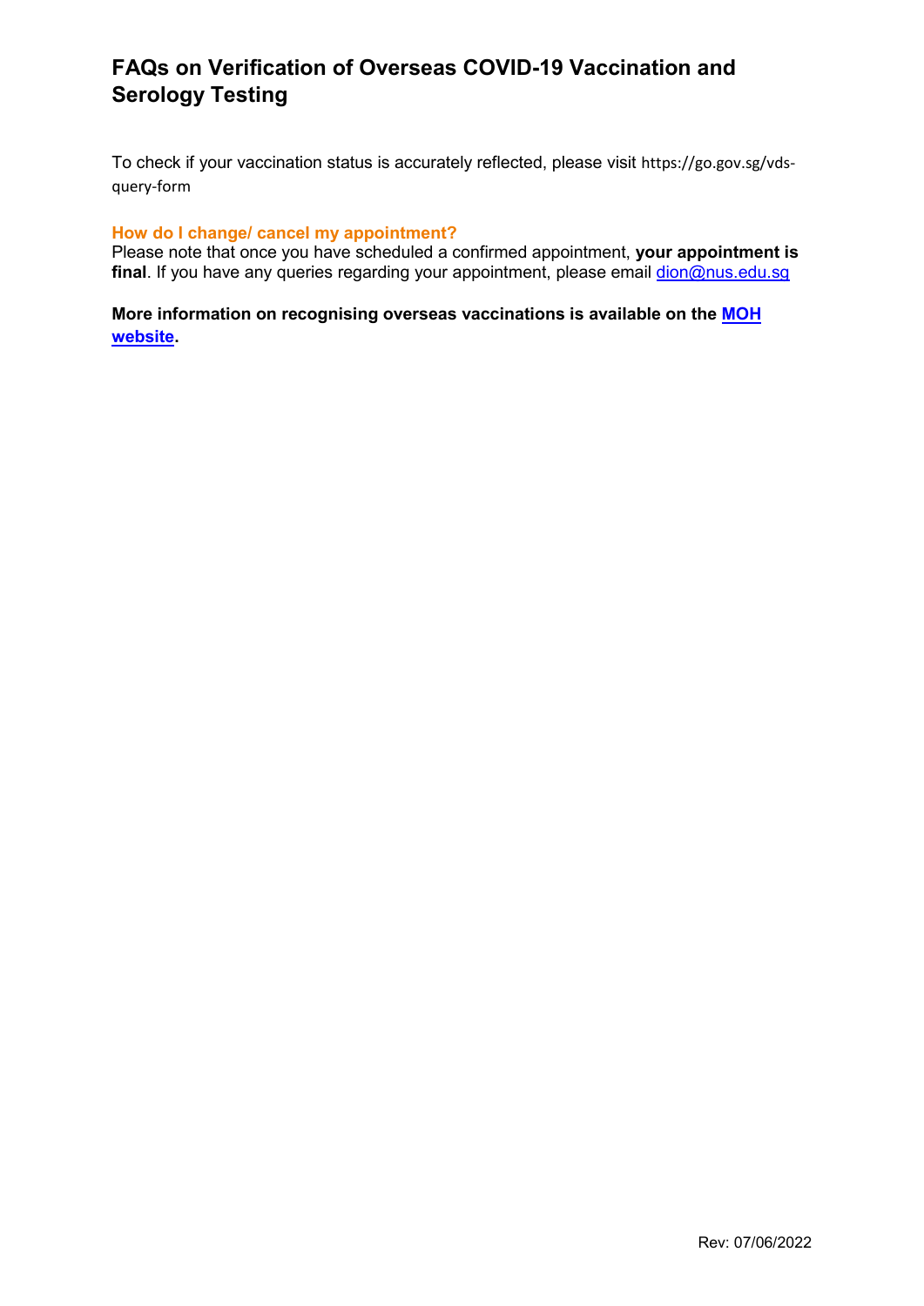# FAQs on Verification of Overseas COVID-19 Vaccination and Serology Testing

To check if your vaccination status is accurately reflected, please visit https://go.gov.sg/vds-query-form

### How do I change/ cancel my appointment?

Please note that once you have scheduled a confirmed appointment, **your appointment is final**. If you have any queries regarding your appointment, please email dion@nus.edu.sg

**More information on recognising overseas vaccinations is available on the MOH website.**

Rev: 07/06/2022